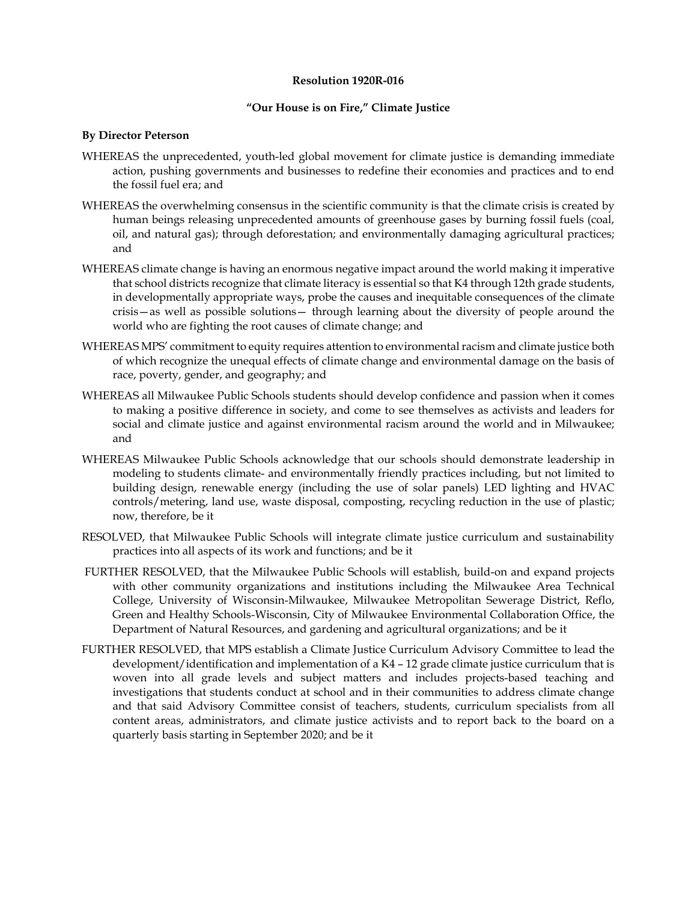**Resolution 1920R-016**

**"Our House is on Fire," Climate Justice**

**By Director Peterson**

WHEREAS the unprecedented, youth-led global movement for climate justice is demanding immediate action, pushing governments and businesses to redefine their economies and practices and to end the fossil fuel era; and

WHEREAS the overwhelming consensus in the scientific community is that the climate crisis is created by human beings releasing unprecedented amounts of greenhouse gases by burning fossil fuels (coal, oil, and natural gas); through deforestation; and environmentally damaging agricultural practices; and

WHEREAS climate change is having an enormous negative impact around the world making it imperative that school districts recognize that climate literacy is essential so that K4 through 12th grade students, in developmentally appropriate ways, probe the causes and inequitable consequences of the climate crisis—as well as possible solutions— through learning about the diversity of people around the world who are fighting the root causes of climate change; and

WHEREAS MPS' commitment to equity requires attention to environmental racism and climate justice both of which recognize the unequal effects of climate change and environmental damage on the basis of race, poverty, gender, and geography; and

WHEREAS all Milwaukee Public Schools students should develop confidence and passion when it comes to making a positive difference in society, and come to see themselves as activists and leaders for social and climate justice and against environmental racism around the world and in Milwaukee; and

WHEREAS Milwaukee Public Schools acknowledge that our schools should demonstrate leadership in modeling to students climate- and environmentally friendly practices including, but not limited to building design, renewable energy (including the use of solar panels) LED lighting and HVAC controls/metering, land use, waste disposal, composting, recycling reduction in the use of plastic; now, therefore, be it

RESOLVED, that Milwaukee Public Schools will integrate climate justice curriculum and sustainability practices into all aspects of its work and functions; and be it

FURTHER RESOLVED, that the Milwaukee Public Schools will establish, build-on and expand projects with other community organizations and institutions including the Milwaukee Area Technical College, University of Wisconsin-Milwaukee, Milwaukee Metropolitan Sewerage District, Reflo, Green and Healthy Schools-Wisconsin, City of Milwaukee Environmental Collaboration Office, the Department of Natural Resources, and gardening and agricultural organizations; and be it

FURTHER RESOLVED, that MPS establish a Climate Justice Curriculum Advisory Committee to lead the development/identification and implementation of a K4 – 12 grade climate justice curriculum that is woven into all grade levels and subject matters and includes projects-based teaching and investigations that students conduct at school and in their communities to address climate change and that said Advisory Committee consist of teachers, students, curriculum specialists from all content areas, administrators, and climate justice activists and to report back to the board on a quarterly basis starting in September 2020; and be it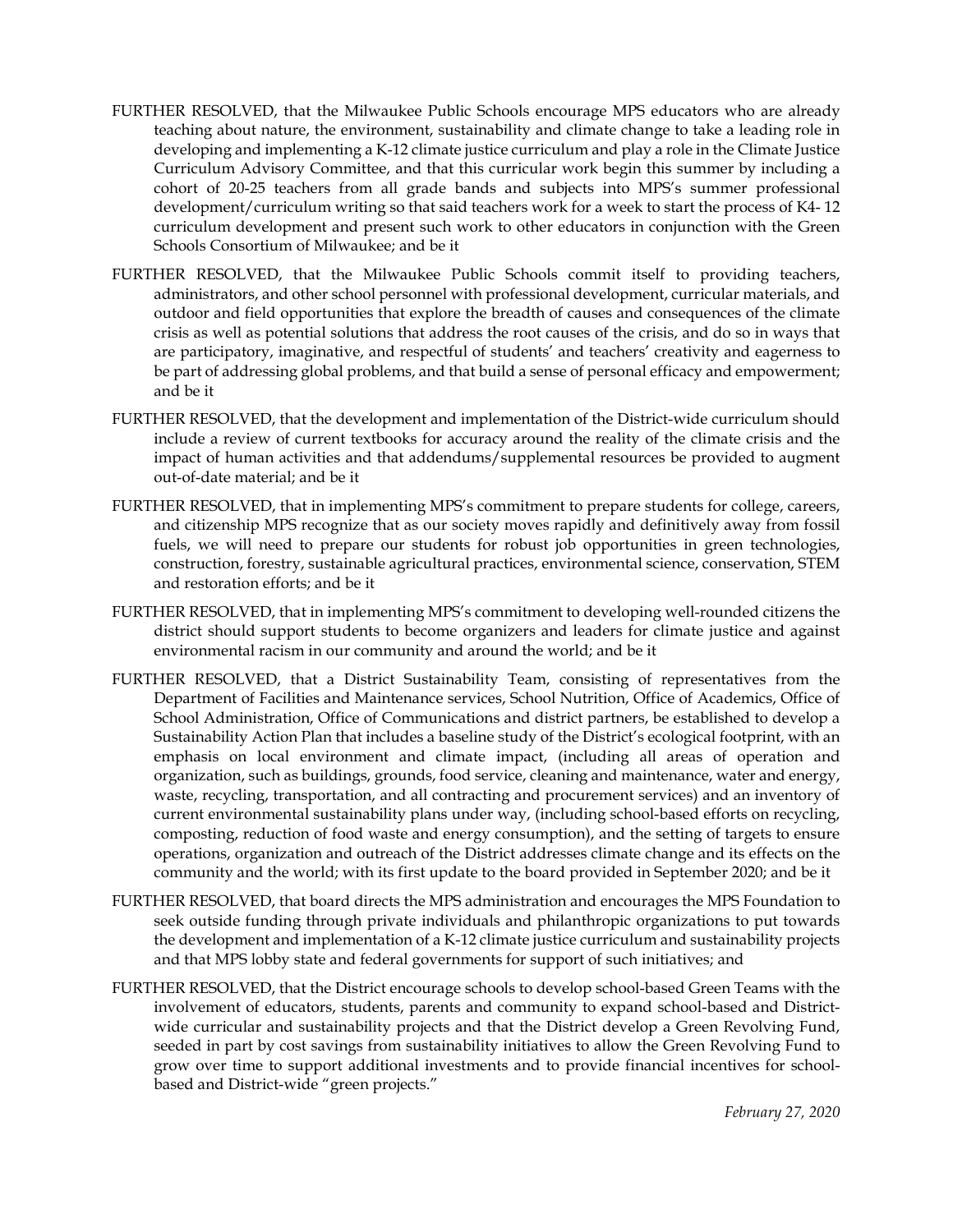FURTHER RESOLVED, that the Milwaukee Public Schools encourage MPS educators who are already teaching about nature, the environment, sustainability and climate change to take a leading role in developing and implementing a K-12 climate justice curriculum and play a role in the Climate Justice Curriculum Advisory Committee, and that this curricular work begin this summer by including a cohort of 20-25 teachers from all grade bands and subjects into MPS's summer professional development/curriculum writing so that said teachers work for a week to start the process of K4- 12 curriculum development and present such work to other educators in conjunction with the Green Schools Consortium of Milwaukee; and be it

FURTHER RESOLVED, that the Milwaukee Public Schools commit itself to providing teachers, administrators, and other school personnel with professional development, curricular materials, and outdoor and field opportunities that explore the breadth of causes and consequences of the climate crisis as well as potential solutions that address the root causes of the crisis, and do so in ways that are participatory, imaginative, and respectful of students' and teachers' creativity and eagerness to be part of addressing global problems, and that build a sense of personal efficacy and empowerment; and be it

FURTHER RESOLVED, that the development and implementation of the District-wide curriculum should include a review of current textbooks for accuracy around the reality of the climate crisis and the impact of human activities and that addendums/supplemental resources be provided to augment out-of-date material; and be it

FURTHER RESOLVED, that in implementing MPS's commitment to prepare students for college, careers, and citizenship MPS recognize that as our society moves rapidly and definitively away from fossil fuels, we will need to prepare our students for robust job opportunities in green technologies, construction, forestry, sustainable agricultural practices, environmental science, conservation, STEM and restoration efforts; and be it

FURTHER RESOLVED, that in implementing MPS's commitment to developing well-rounded citizens the district should support students to become organizers and leaders for climate justice and against environmental racism in our community and around the world; and be it

FURTHER RESOLVED, that a District Sustainability Team, consisting of representatives from the Department of Facilities and Maintenance services, School Nutrition, Office of Academics, Office of School Administration, Office of Communications and district partners, be established to develop a Sustainability Action Plan that includes a baseline study of the District's ecological footprint, with an emphasis on local environment and climate impact, (including all areas of operation and organization, such as buildings, grounds, food service, cleaning and maintenance, water and energy, waste, recycling, transportation, and all contracting and procurement services) and an inventory of current environmental sustainability plans under way, (including school-based efforts on recycling, composting, reduction of food waste and energy consumption), and the setting of targets to ensure operations, organization and outreach of the District addresses climate change and its effects on the community and the world; with its first update to the board provided in September 2020; and be it

FURTHER RESOLVED, that board directs the MPS administration and encourages the MPS Foundation to seek outside funding through private individuals and philanthropic organizations to put towards the development and implementation of a K-12 climate justice curriculum and sustainability projects and that MPS lobby state and federal governments for support of such initiatives; and

FURTHER RESOLVED, that the District encourage schools to develop school-based Green Teams with the involvement of educators, students, parents and community to expand school-based and District-wide curricular and sustainability projects and that the District develop a Green Revolving Fund, seeded in part by cost savings from sustainability initiatives to allow the Green Revolving Fund to grow over time to support additional investments and to provide financial incentives for school-based and District-wide "green projects."

*February 27, 2020*